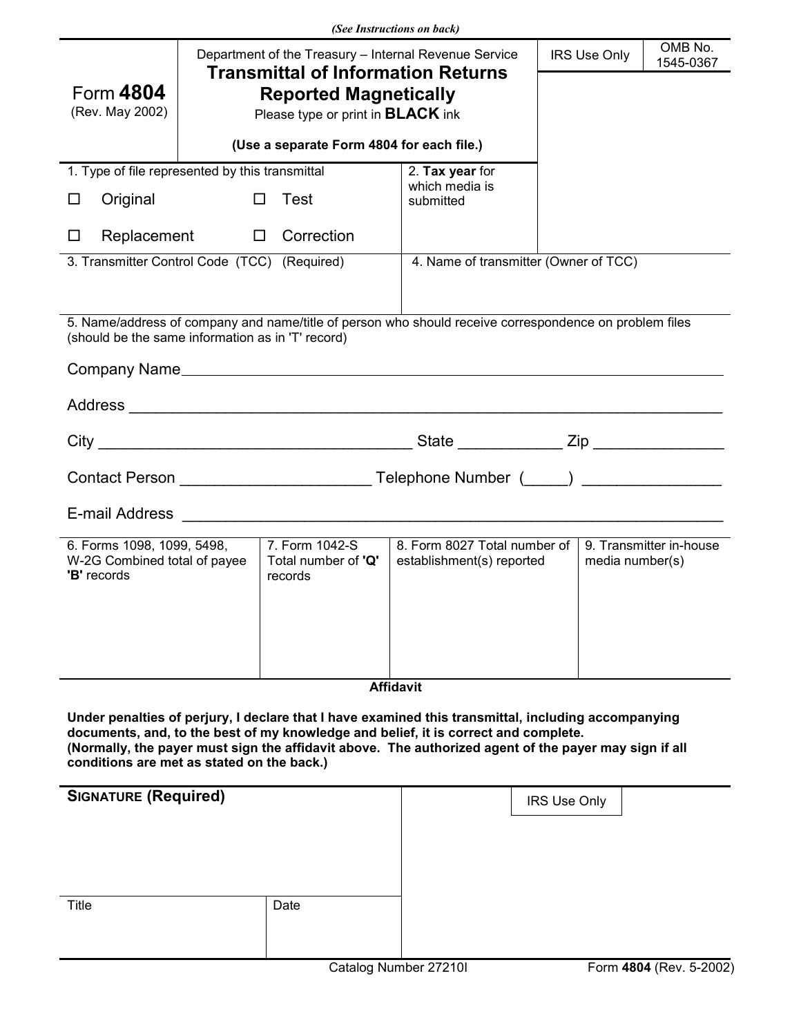*(See Instructions on back)*

| Form **4804** (Rev. May 2002) | Department of the Treasury – Internal Revenue Service **Transmittal of Information Returns Reported Magnetically** Please type or print in **BLACK** ink **(Use a separate Form 4804 for each file.)** | IRS Use Only | OMB No. 1545-0367 |
|---|---|---|---|

| 1. Type of file represented by this transmittal | | 2. **Tax year** for which media is submitted |
|---|---|---|
| ☐ Original | ☐ Test | |
| ☐ Replacement | ☐ Correction | |

| 3. Transmitter Control Code (TCC) (Required) | 4. Name of transmitter (Owner of TCC) |
|---|---|
| | |

5. Name/address of company and name/title of person who should receive correspondence on problem files (should be the same information as in 'T' record)

Company Name ______________________________________________

Address ______________________________________________

City ______________________________ State __________ Zip ____________

Contact Person ____________________ Telephone Number (_____) ______________

E-mail Address ______________________________________________

| 6. Forms 1098, 1099, 5498, W-2G Combined total of payee **'B'** records | 7. Form 1042-S Total number of **'Q'** records | 8. Form 8027 Total number of establishment(s) reported | 9. Transmitter in-house media number(s) |
|---|---|---|---|
| | | | |

**Affidavit**

**Under penalties of perjury, I declare that I have examined this transmittal, including accompanying documents, and, to the best of my knowledge and belief, it is correct and complete.**
**(Normally, the payer must sign the affidavit above. The authorized agent of the payer may sign if all conditions are met as stated on the back.)**

| **SIGNATURE (Required)** | | IRS Use Only |
|---|---|---|
| | | |
| Title | Date | |

Catalog Number 27210I Form **4804** (Rev. 5-2002)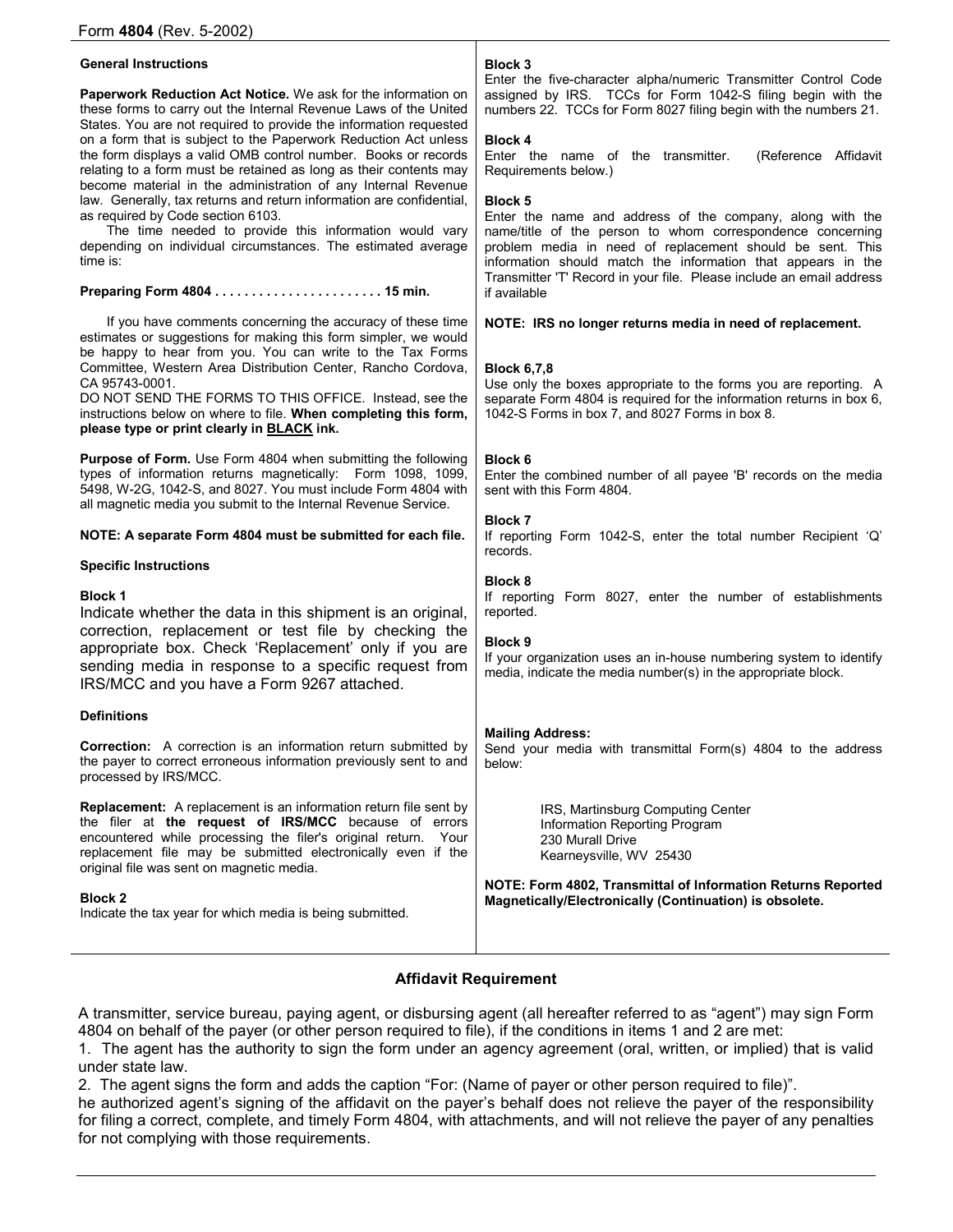### General Instructions

**Paperwork Reduction Act Notice.** We ask for the information on these forms to carry out the Internal Revenue Laws of the United States. You are not required to provide the information requested on a form that is subject to the Paperwork Reduction Act unless the form displays a valid OMB control number. Books or records relating to a form must be retained as long as their contents may become material in the administration of any Internal Revenue law. Generally, tax returns and return information are confidential, as required by Code section 6103.

The time needed to provide this information would vary depending on individual circumstances. The estimated average time is:

**Preparing Form 4804 . . . . . . . . . . . . . . . . . . . . . . . 15 min.**

If you have comments concerning the accuracy of these time estimates or suggestions for making this form simpler, we would be happy to hear from you. You can write to the Tax Forms Committee, Western Area Distribution Center, Rancho Cordova, CA 95743-0001.

DO NOT SEND THE FORMS TO THIS OFFICE. Instead, see the instructions below on where to file. **When completing this form, please type or print clearly in BLACK ink.**

**Purpose of Form.** Use Form 4804 when submitting the following types of information returns magnetically: Form 1098, 1099, 5498, W-2G, 1042-S, and 8027. You must include Form 4804 with all magnetic media you submit to the Internal Revenue Service.

**NOTE: A separate Form 4804 must be submitted for each file.**

### Specific Instructions

**Block 1**

Indicate whether the data in this shipment is an original, correction, replacement or test file by checking the appropriate box. Check 'Replacement' only if you are sending media in response to a specific request from IRS/MCC and you have a Form 9267 attached.

**Definitions**

**Correction:** A correction is an information return submitted by the payer to correct erroneous information previously sent to and processed by IRS/MCC.

**Replacement:** A replacement is an information return file sent by the filer at **the request of IRS/MCC** because of errors encountered while processing the filer's original return. Your replacement file may be submitted electronically even if the original file was sent on magnetic media.

**Block 2**

Indicate the tax year for which media is being submitted.

**Block 3**

Enter the five-character alpha/numeric Transmitter Control Code assigned by IRS. TCCs for Form 1042-S filing begin with the numbers 22. TCCs for Form 8027 filing begin with the numbers 21.

**Block 4**

Enter the name of the transmitter. (Reference Affidavit Requirements below.)

**Block 5**

Enter the name and address of the company, along with the name/title of the person to whom correspondence concerning problem media in need of replacement should be sent. This information should match the information that appears in the Transmitter 'T' Record in your file. Please include an email address if available

**NOTE: IRS no longer returns media in need of replacement.**

**Block 6,7,8**

Use only the boxes appropriate to the forms you are reporting. A separate Form 4804 is required for the information returns in box 6, 1042-S Forms in box 7, and 8027 Forms in box 8.

**Block 6**

Enter the combined number of all payee 'B' records on the media sent with this Form 4804.

**Block 7**

If reporting Form 1042-S, enter the total number Recipient 'Q' records.

**Block 8**

If reporting Form 8027, enter the number of establishments reported.

**Block 9**

If your organization uses an in-house numbering system to identify media, indicate the media number(s) in the appropriate block.

**Mailing Address:**

Send your media with transmittal Form(s) 4804 to the address below:

IRS, Martinsburg Computing Center
Information Reporting Program
230 Murall Drive
Kearneysville, WV 25430

**NOTE: Form 4802, Transmittal of Information Returns Reported Magnetically/Electronically (Continuation) is obsolete.**

## Affidavit Requirement

A transmitter, service bureau, paying agent, or disbursing agent (all hereafter referred to as "agent") may sign Form 4804 on behalf of the payer (or other person required to file), if the conditions in items 1 and 2 are met:

1. The agent has the authority to sign the form under an agency agreement (oral, written, or implied) that is valid under state law.
2. The agent signs the form and adds the caption "For: (Name of payer or other person required to file)".

he authorized agent's signing of the affidavit on the payer's behalf does not relieve the payer of the responsibility for filing a correct, complete, and timely Form 4804, with attachments, and will not relieve the payer of any penalties for not complying with those requirements.